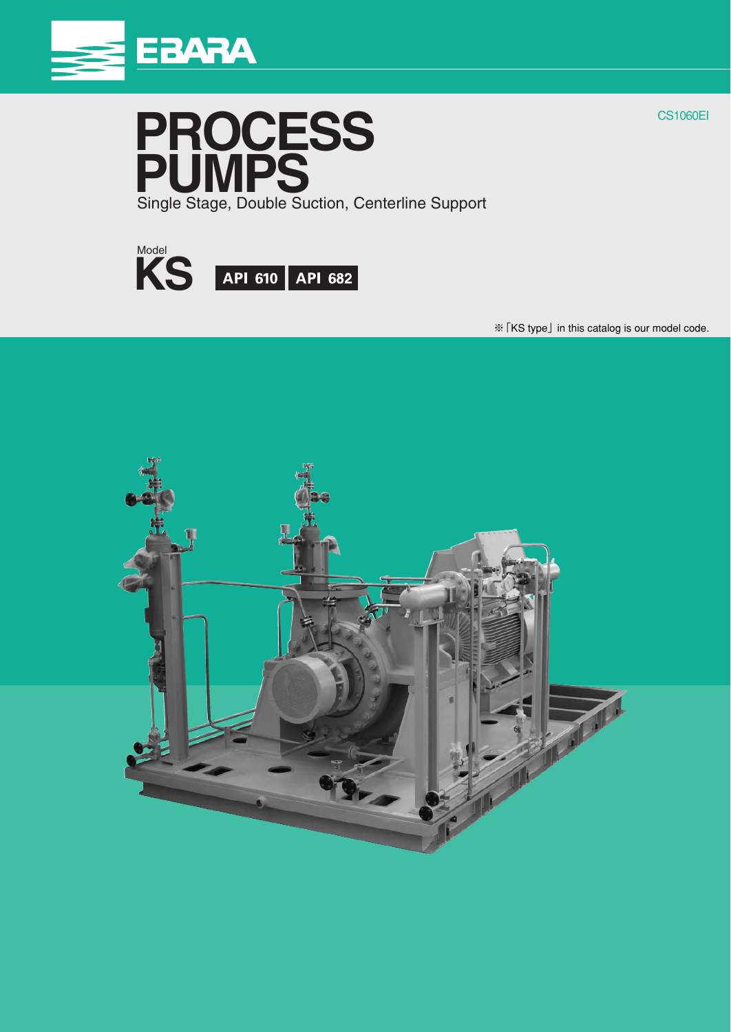EBARA

CS1060EI

# PROCESS PUMPS

Single Stage, Double Suction, Centerline Support

Model

## KS

**API 610** **API 682**

※「KS type」in this catalog is our model code.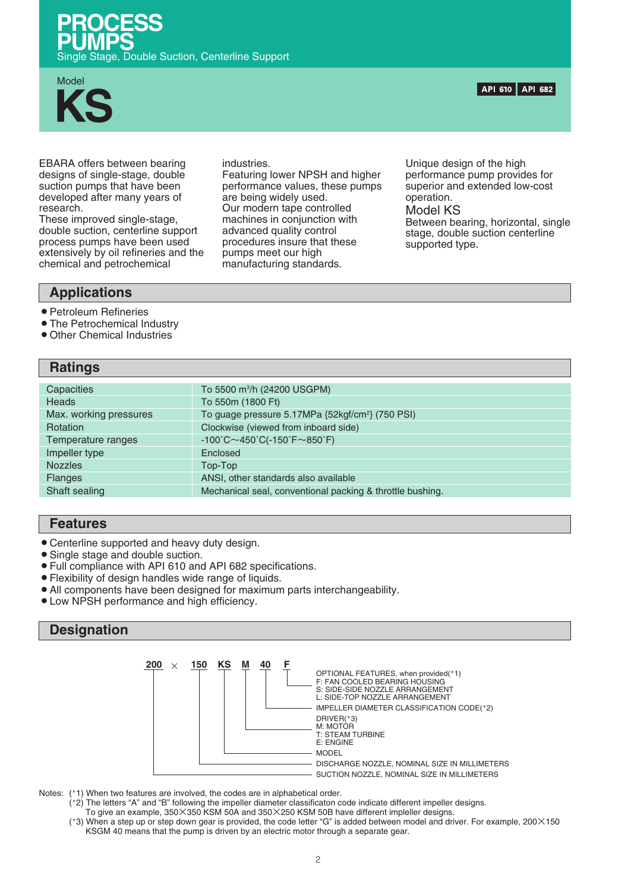# PROCESS PUMPS

Single Stage, Double Suction, Centerline Support

Model

# KS

API 610 API 682

EBARA offers between bearing designs of single-stage, double suction pumps that have been developed after many years of research.
These improved single-stage, double suction, centerline support process pumps have been used extensively by oil refineries and the chemical and petrochemical industries.
Featuring lower NPSH and higher performance values, these pumps are being widely used.
Our modern tape controlled machines in conjunction with advanced quality control procedures insure that these pumps meet our high manufacturing standards.

Unique design of the high performance pump provides for superior and extended low-cost operation.

### Model KS

Between bearing, horizontal, single stage, double suction centerline supported type.

## Applications

- Petroleum Refineries
- The Petrochemical Industry
- Other Chemical Industries

## Ratings

| | |
|---|---|
| Capacities | To 5500 $m^3$/h (24200 USGPM) |
| Heads | To 550m (1800 Ft) |
| Max. working pressures | To guage pressure 5.17MPa {52kgf/$cm^2$} (750 PSI) |
| Rotation | Clockwise (viewed from inboard side) |
| Temperature ranges | -100˚C～450˚C(-150˚F～850˚F) |
| Impeller type | Enclosed |
| Nozzles | Top-Top |
| Flanges | ANSI, other standards also available |
| Shaft sealing | Mechanical seal, conventional packing & throttle bushing. |

## Features

- Centerline supported and heavy duty design.
- Single stage and double suction.
- Full compliance with API 610 and API 682 specifications.
- Flexibility of design handles wide range of liquids.
- All components have been designed for maximum parts interchangeability.
- Low NPSH performance and high efficiency.

## Designation

**200** × **150 KS M 40 F**

- F — OPTIONAL FEATURES, when provided(*1)
  - F: FAN COOLED BEARING HOUSING
  - S: SIDE-SIDE NOZZLE ARRANGEMENT
  - L: SIDE-TOP NOZZLE ARRANGEMENT
- 40 — IMPELLER DIAMETER CLASSIFICATION CODE(*2)
- M — DRIVER(*3)
  - M: MOTOR
  - T: STEAM TURBINE
  - E: ENGINE
- KS — MODEL
- 150 — DISCHARGE NOZZLE, NOMINAL SIZE IN MILLIMETERS
- 200 — SUCTION NOZZLE, NOMINAL SIZE IN MILLIMETERS

Notes: (*1) When two features are involved, the codes are in alphabetical order.
(*2) The letters “A” and “B” following the impeller diameter classificaton code indicate different impeller designs.
To give an example, 350×350 KSM 50A and 350×250 KSM 50B have different impleller designs.
(*3) When a step up or step down gear is provided, the code letter “G” is added between model and driver. For example, 200×150 KSGM 40 means that the pump is driven by an electric motor through a separate gear.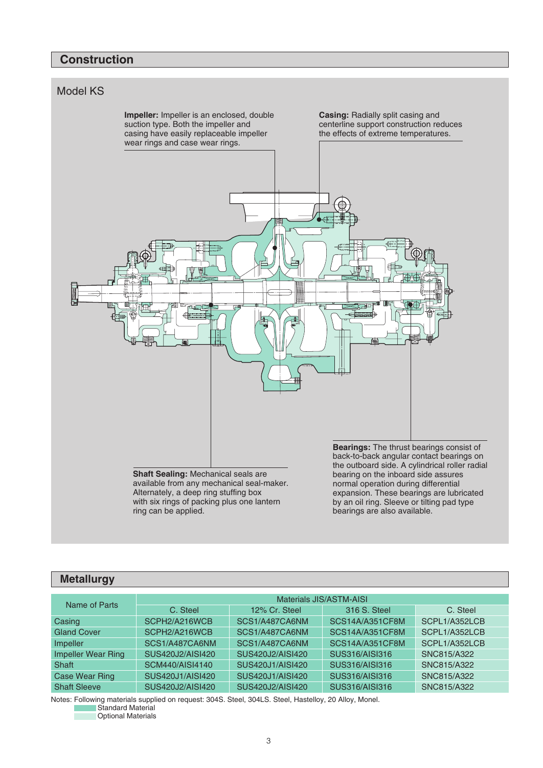## Construction

### Model KS

**Impeller:** Impeller is an enclosed, double suction type. Both the impeller and casing have easily replaceable impeller wear rings and case wear rings.

**Casing:** Radially split casing and centerline support construction reduces the effects of extreme temperatures.

**Shaft Sealing:** Mechanical seals are available from any mechanical seal-maker. Alternately, a deep ring stuffing box with six rings of packing plus one lantern ring can be applied.

**Bearings:** The thrust bearings consist of back-to-back angular contact bearings on the outboard side. A cylindrical roller radial bearing on the inboard side assures normal operation during differential expansion. These bearings are lubricated by an oil ring. Sleeve or tilting pad type bearings are also available.

## Metallurgy

| Name of Parts | Materials JIS/ASTM-AISI | | | |
|---|---|---|---|---|
| | C. Steel | 12% Cr. Steel | 316 S. Steel | C. Steel |
| Casing | SCPH2/A216WCB | SCS1/A487CA6NM | SCS14A/A351CF8M | SCPL1/A352LCB |
| Gland Cover | SCPH2/A216WCB | SCS1/A487CA6NM | SCS14A/A351CF8M | SCPL1/A352LCB |
| Impeller | SCS1/A487CA6NM | SCS1/A487CA6NM | SCS14A/A351CF8M | SCPL1/A352LCB |
| Impeller Wear Ring | SUS420J2/AISI420 | SUS420J2/AISI420 | SUS316/AISI316 | SNC815/A322 |
| Shaft | SCM440/AISI4140 | SUS420J1/AISI420 | SUS316/AISI316 | SNC815/A322 |
| Case Wear Ring | SUS420J1/AISI420 | SUS420J1/AISI420 | SUS316/AISI316 | SNC815/A322 |
| Shaft Sleeve | SUS420J2/AISI420 | SUS420J2/AISI420 | SUS316/AISI316 | SNC815/A322 |

Notes: Following materials supplied on request: 304S. Steel, 304LS. Steel, Hastelloy, 20 Alloy, Monel.

Standard Material

Optional Materials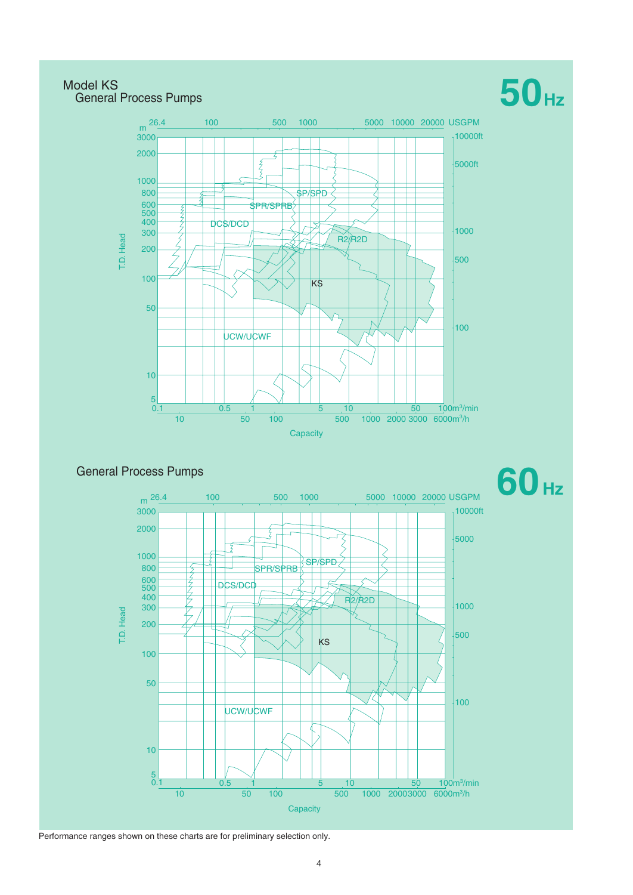# Model KS

## General Process Pumps

**50 Hz**

T.D. Head (m): 5, 10, 50, 100, 200, 300, 400, 500, 600, 800, 1000, 2000, 3000

T.D. Head (ft): 100, 500, 1000, 5000ft, 10000ft

USGPM: 26.4, 100, 500, 1000, 5000, 10000, 20000

Capacity ($m^3/min$): 0.1, 0.5, 1, 5, 10, 50, 100

Capacity ($m^3/h$): 10, 50, 100, 500, 1000, 2000, 3000, 6000

Ranges: SP/SPD, SPR/SPRB, DCS/DCD, R2/R2D, KS, UCW/UCWF

## General Process Pumps

**60 Hz**

T.D. Head (m): 5, 10, 50, 100, 200, 300, 400, 500, 600, 800, 1000, 2000, 3000

T.D. Head (ft): 100, 500, 1000, 5000, 10000ft

USGPM: 26.4, 100, 500, 1000, 5000, 10000, 20000

Capacity ($m^3/min$): 0.1, 0.5, 1, 5, 10, 50, 100

Capacity ($m^3/h$): 10, 50, 100, 500, 1000, 2000, 3000, 6000

Ranges: SP/SPD, SPR/SPRB, DCS/DCD, R2/R2D, KS, UCW/UCWF

Performance ranges shown on these charts are for preliminary selection only.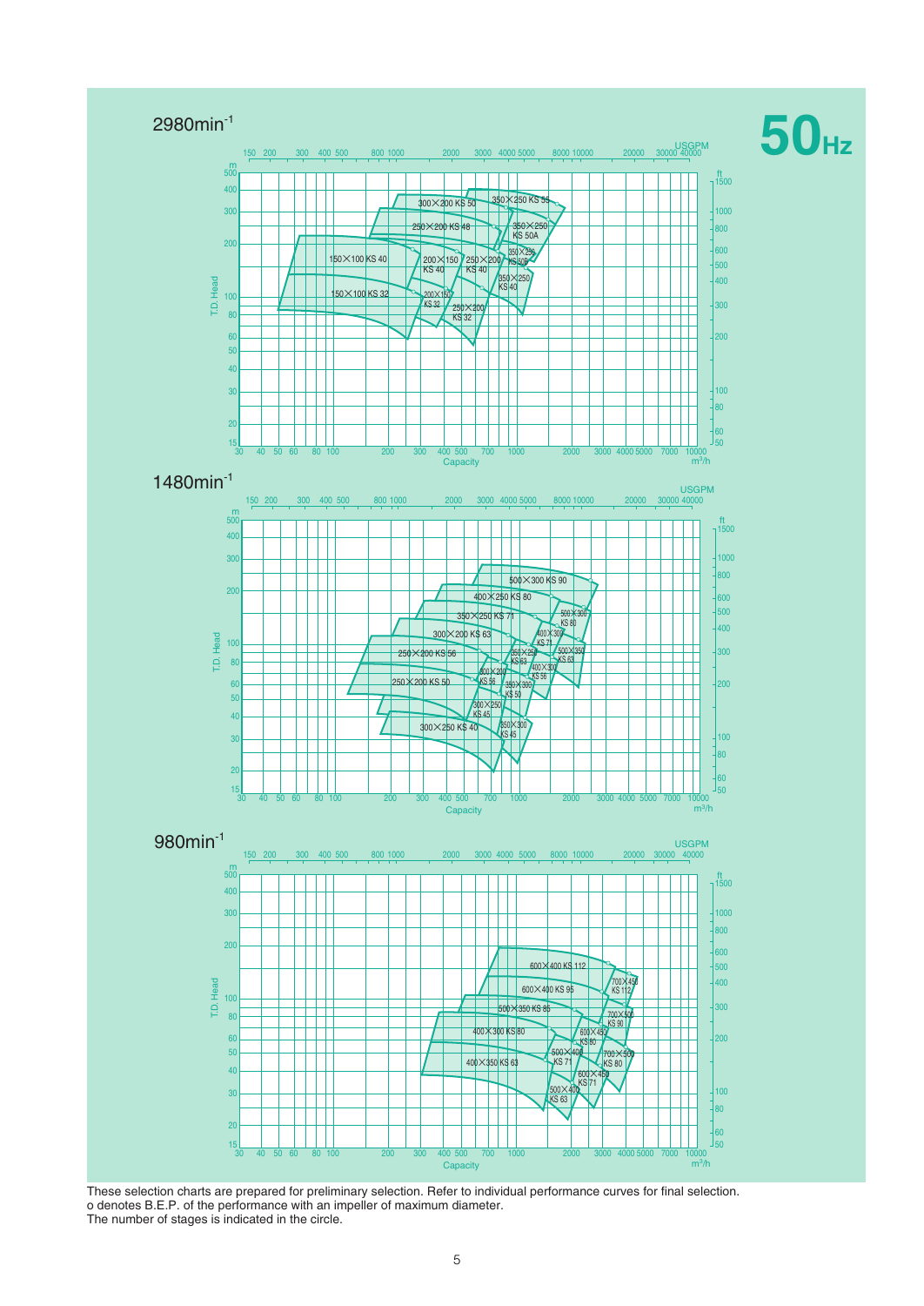# 50Hz

## 2980min⁻¹

| Model |
|---|
| 350×250 KS 55 |
| 300×200 KS 50 |
| 250×200 KS 48 |
| 350×250 KS 50A |
| 350×250 KS 50B |
| 150×100 KS 40 |
| 200×150 KS 40 |
| 250×200 KS 40 |
| 350×250 KS 40 |
| 150×100 KS 32 |
| 200×150 KS 32 |
| 250×200 KS 32 |

## 1480min⁻¹

| Model |
|---|
| 500×300 KS 90 |
| 400×250 KS 80 |
| 500×350 KS 80 |
| 350×250 KS 71 |
| 300×200 KS 63 |
| 400×300 KS 71 |
| 250×200 KS 56 |
| 350×250 KS 63 |
| 500×350 KS 63 |
| 300×200 KS 56 |
| 400×300 KS 56 |
| 250×200 KS 50 |
| 350×300 KS 50 |
| 300×250 KS 45 |
| 300×250 KS 40 |
| 350×300 KS 45 |

## 980min⁻¹

| Model |
|---|
| 600×400 KS 112 |
| 700×450 KS 112 |
| 600×400 KS 95 |
| 500×350 KS 85 |
| 700×500 KS 90 |
| 400×300 KS 80 |
| 600×450 KS 80 |
| 500×400 KS 71 |
| 700×500 KS 80 |
| 400×350 KS 63 |
| 600×450 KS 71 |
| 500×400 KS 63 |

These selection charts are prepared for preliminary selection. Refer to individual performance curves for final selection.
o denotes B.E.P. of the performance with an impeller of maximum diameter.
The number of stages is indicated in the circle.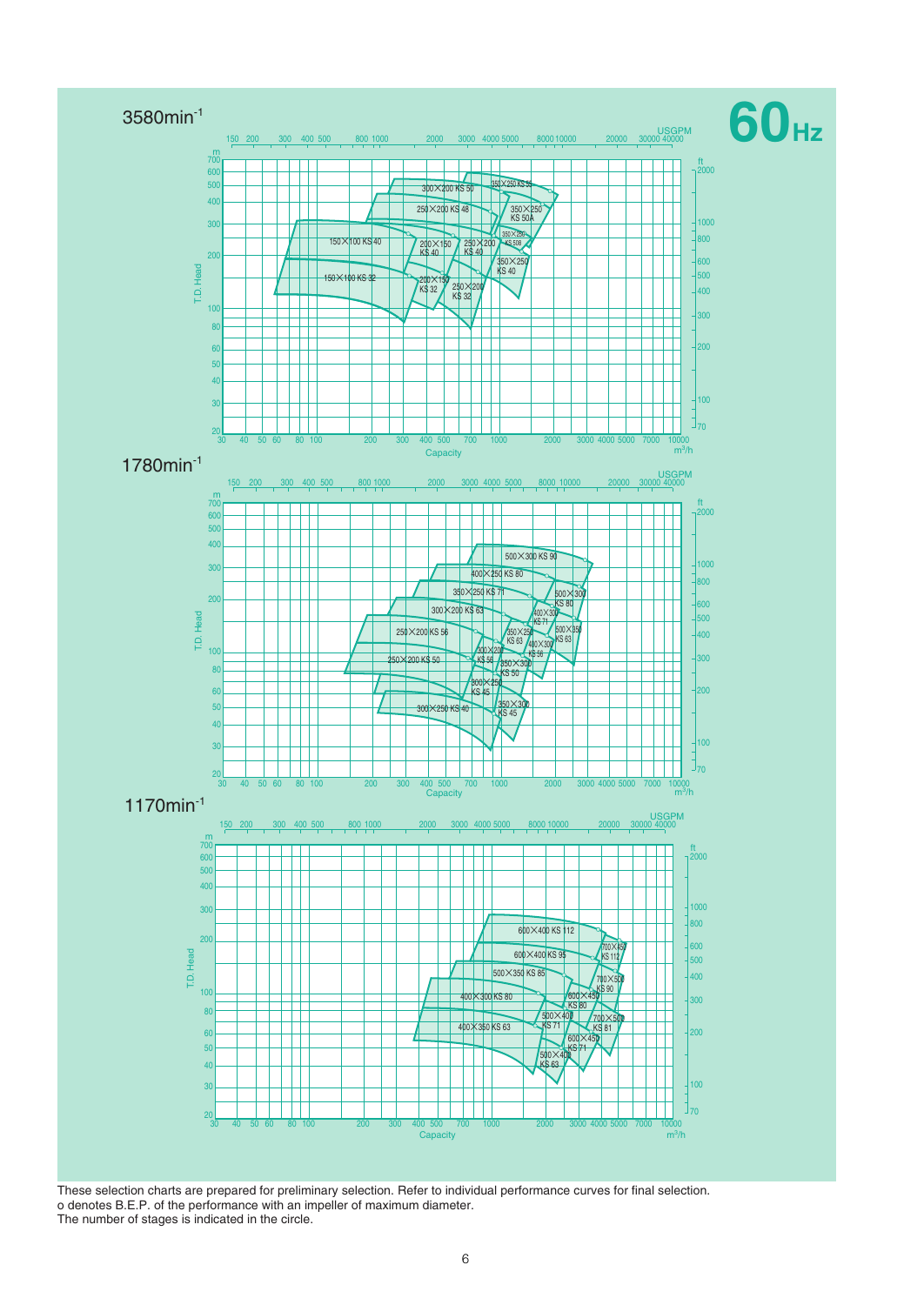# 60Hz

## 3580min$^{-1}$

USGPM: 150, 200, 300, 400, 500, 800, 1000, 2000, 3000, 4000, 5000, 8000, 10000, 20000, 30000, 40000

T.D. Head (m): 20, 30, 40, 50, 60, 80, 100, 200, 300, 400, 500, 600, 700

ft: 70, 100, 200, 300, 400, 500, 600, 800, 1000, 2000

Capacity (m$^3$/h): 30, 40, 50, 60, 80, 100, 200, 300, 400, 500, 700, 1000, 2000, 3000, 4000, 5000, 7000, 10000

Pump models: 300×200 KS 50, 350×250 KS 55, 250×200 KS 48, 350×250 KS 50A, 150×100 KS 40, 200×150 KS 40, 250×200 KS 40, 350×250 KS 50B, 350×250 KS 40, 150×100 KS 32, 200×150 KS 32, 250×200 KS 32

## 1780min$^{-1}$

USGPM: 150, 200, 300, 400, 500, 800, 1000, 2000, 3000, 4000, 5000, 8000, 10000, 20000, 30000, 40000

T.D. Head (m): 20, 30, 40, 50, 60, 80, 100, 200, 300, 400, 500, 600, 700

ft: 70, 100, 200, 300, 400, 500, 600, 800, 1000, 2000

Capacity (m$^3$/h): 30, 40, 50, 60, 80, 100, 200, 300, 400, 500, 700, 1000, 2000, 3000, 4000, 5000, 7000, 10000

Pump models: 500×300 KS 90, 400×250 KS 80, 350×250 KS 71, 500×300 KS 80, 300×200 KS 63, 400×300 KS 71, 250×200 KS 56, 350×250 KS 63, 500×350 KS 63, 400×300 KS 56, 300×200 KS 56, 250×200 KS 50, 350×300 KS 50, 300×250 KS 45, 350×300 KS 45, 300×250 KS 40

## 1170min$^{-1}$

USGPM: 150, 200, 300, 400, 500, 800, 1000, 2000, 3000, 4000, 5000, 8000, 10000, 20000, 30000, 40000

T.D. Head (m): 20, 30, 40, 50, 60, 80, 100, 200, 300, 400, 500, 600, 700

ft: 70, 100, 200, 300, 400, 500, 600, 800, 1000, 2000

Capacity (m$^3$/h): 30, 40, 50, 60, 80, 100, 200, 300, 400, 500, 700, 1000, 2000, 3000, 4000, 5000, 7000, 10000

Pump models: 600×400 KS 112, 700×450 KS 112, 600×400 KS 95, 500×350 KS 85, 700×500 KS 90, 400×300 KS 80, 600×450 KS 80, 500×400 KS 71, 700×500 KS 81, 400×350 KS 63, 600×450 KS 71, 500×400 KS 63

These selection charts are prepared for preliminary selection. Refer to individual performance curves for final selection.
o denotes B.E.P. of the performance with an impeller of maximum diameter.
The number of stages is indicated in the circle.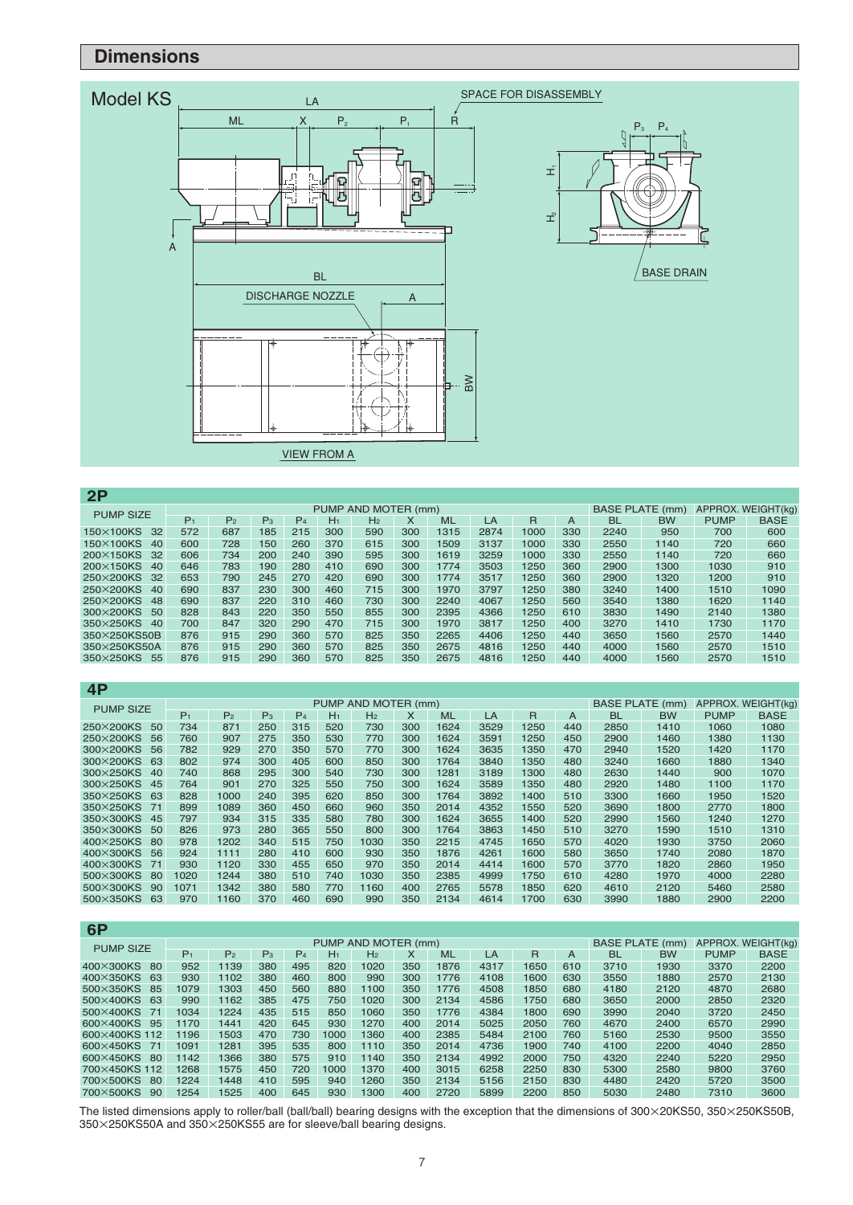## Dimensions

Model KS

LA, ML, X, $P_2$, $P_1$, R, SPACE FOR DISASSEMBLY, $P_3$, $P_4$, $H_1$, $H_2$, A, BASE DRAIN, BL, DISCHARGE NOZZLE, A, BW, VIEW FROM A

### 2P

| PUMP SIZE | PUMP AND MOTER (mm) | | | | | | | | | | | BASE PLATE (mm) | | APPROX. WEIGHT(kg) | |
|---|---|---|---|---|---|---|---|---|---|---|---|---|---|---|---|
| | $P_1$ | $P_2$ | $P_3$ | $P_4$ | $H_1$ | $H_2$ | X | ML | LA | R | A | BL | BW | PUMP | BASE |
| 150×100KS 32 | 572 | 687 | 185 | 215 | 300 | 590 | 300 | 1315 | 2874 | 1000 | 330 | 2240 | 950 | 700 | 600 |
| 150×100KS 40 | 600 | 728 | 150 | 260 | 370 | 615 | 300 | 1509 | 3137 | 1000 | 330 | 2550 | 1140 | 720 | 660 |
| 200×150KS 32 | 606 | 734 | 200 | 240 | 390 | 595 | 300 | 1619 | 3259 | 1000 | 330 | 2550 | 1140 | 720 | 660 |
| 200×150KS 40 | 646 | 783 | 190 | 280 | 410 | 690 | 300 | 1774 | 3503 | 1250 | 360 | 2900 | 1300 | 1030 | 910 |
| 250×200KS 32 | 653 | 790 | 245 | 270 | 420 | 690 | 300 | 1774 | 3517 | 1250 | 360 | 2900 | 1320 | 1200 | 910 |
| 250×200KS 40 | 690 | 837 | 230 | 300 | 460 | 715 | 300 | 1970 | 3797 | 1250 | 380 | 3240 | 1400 | 1510 | 1090 |
| 250×200KS 48 | 690 | 837 | 220 | 310 | 460 | 730 | 300 | 2240 | 4067 | 1250 | 560 | 3540 | 1380 | 1620 | 1140 |
| 300×200KS 50 | 828 | 843 | 220 | 350 | 550 | 855 | 300 | 2395 | 4366 | 1250 | 610 | 3830 | 1490 | 2140 | 1380 |
| 350×250KS 40 | 700 | 847 | 320 | 290 | 470 | 715 | 300 | 1970 | 3817 | 1250 | 400 | 3270 | 1410 | 1730 | 1170 |
| 350×250KS50B | 876 | 915 | 290 | 360 | 570 | 825 | 350 | 2265 | 4406 | 1250 | 440 | 3650 | 1560 | 2570 | 1440 |
| 350×250KS50A | 876 | 915 | 290 | 360 | 570 | 825 | 350 | 2675 | 4816 | 1250 | 440 | 4000 | 1560 | 2570 | 1510 |
| 350×250KS 55 | 876 | 915 | 290 | 360 | 570 | 825 | 350 | 2675 | 4816 | 1250 | 440 | 4000 | 1560 | 2570 | 1510 |

### 4P

| PUMP SIZE | PUMP AND MOTER (mm) | | | | | | | | | | | BASE PLATE (mm) | | APPROX. WEIGHT(kg) | |
|---|---|---|---|---|---|---|---|---|---|---|---|---|---|---|---|
| | $P_1$ | $P_2$ | $P_3$ | $P_4$ | $H_1$ | $H_2$ | X | ML | LA | R | A | BL | BW | PUMP | BASE |
| 250×200KS 50 | 734 | 871 | 250 | 315 | 520 | 730 | 300 | 1624 | 3529 | 1250 | 440 | 2850 | 1410 | 1060 | 1080 |
| 250×200KS 56 | 760 | 907 | 275 | 350 | 530 | 770 | 300 | 1624 | 3591 | 1250 | 450 | 2900 | 1460 | 1380 | 1130 |
| 300×200KS 56 | 782 | 929 | 270 | 350 | 570 | 770 | 300 | 1624 | 3635 | 1350 | 470 | 2940 | 1520 | 1420 | 1170 |
| 300×200KS 63 | 802 | 974 | 300 | 405 | 600 | 850 | 300 | 1764 | 3840 | 1350 | 480 | 3240 | 1660 | 1880 | 1340 |
| 300×250KS 40 | 740 | 868 | 295 | 300 | 540 | 730 | 300 | 1281 | 3189 | 1300 | 480 | 2630 | 1440 | 900 | 1070 |
| 300×250KS 45 | 764 | 901 | 270 | 325 | 550 | 750 | 300 | 1624 | 3589 | 1350 | 480 | 2920 | 1480 | 1100 | 1170 |
| 350×250KS 63 | 828 | 1000 | 240 | 395 | 620 | 850 | 300 | 1764 | 3892 | 1400 | 510 | 3300 | 1660 | 1950 | 1520 |
| 350×250KS 71 | 899 | 1089 | 360 | 450 | 660 | 960 | 350 | 2014 | 4352 | 1550 | 520 | 3690 | 1800 | 2770 | 1800 |
| 350×300KS 45 | 797 | 934 | 315 | 335 | 580 | 780 | 300 | 1624 | 3655 | 1400 | 520 | 2990 | 1560 | 1240 | 1270 |
| 350×300KS 50 | 826 | 973 | 280 | 365 | 550 | 800 | 300 | 1764 | 3863 | 1450 | 510 | 3270 | 1590 | 1510 | 1310 |
| 400×250KS 80 | 978 | 1202 | 340 | 515 | 750 | 1030 | 350 | 2215 | 4745 | 1650 | 570 | 4020 | 1930 | 3750 | 2060 |
| 400×300KS 56 | 924 | 1111 | 280 | 410 | 600 | 930 | 350 | 1876 | 4261 | 1600 | 580 | 3650 | 1740 | 2080 | 1870 |
| 400×300KS 71 | 930 | 1120 | 330 | 455 | 650 | 970 | 350 | 2014 | 4414 | 1600 | 570 | 3770 | 1820 | 2860 | 1950 |
| 500×300KS 80 | 1020 | 1244 | 380 | 510 | 740 | 1030 | 350 | 2385 | 4999 | 1750 | 610 | 4280 | 1970 | 4000 | 2280 |
| 500×300KS 90 | 1071 | 1342 | 380 | 580 | 770 | 1160 | 400 | 2765 | 5578 | 1850 | 620 | 4610 | 2120 | 5460 | 2580 |
| 500×350KS 63 | 970 | 1160 | 370 | 460 | 690 | 990 | 350 | 2134 | 4614 | 1700 | 630 | 3990 | 1880 | 2900 | 2200 |

### 6P

| PUMP SIZE | PUMP AND MOTER (mm) | | | | | | | | | | | BASE PLATE (mm) | | APPROX. WEIGHT(kg) | |
|---|---|---|---|---|---|---|---|---|---|---|---|---|---|---|---|
| | $P_1$ | $P_2$ | $P_3$ | $P_4$ | $H_1$ | $H_2$ | X | ML | LA | R | A | BL | BW | PUMP | BASE |
| 400×300KS 80 | 952 | 1139 | 380 | 495 | 820 | 1020 | 350 | 1876 | 4317 | 1650 | 610 | 3710 | 1930 | 3370 | 2200 |
| 400×350KS 63 | 930 | 1102 | 380 | 460 | 800 | 990 | 300 | 1776 | 4108 | 1600 | 630 | 3550 | 1880 | 2570 | 2130 |
| 500×350KS 85 | 1079 | 1303 | 450 | 560 | 880 | 1100 | 350 | 1776 | 4508 | 1850 | 680 | 4180 | 2120 | 4870 | 2680 |
| 500×400KS 63 | 990 | 1162 | 385 | 475 | 750 | 1020 | 300 | 2134 | 4586 | 1750 | 680 | 3650 | 2000 | 2850 | 2320 |
| 500×400KS 71 | 1034 | 1224 | 435 | 515 | 850 | 1060 | 350 | 1776 | 4384 | 1800 | 690 | 3990 | 2040 | 3720 | 2450 |
| 600×400KS 95 | 1170 | 1441 | 420 | 645 | 930 | 1270 | 400 | 2014 | 5025 | 2050 | 760 | 4670 | 2400 | 6570 | 2990 |
| 600×400KS 112 | 1196 | 1503 | 470 | 730 | 1000 | 1360 | 400 | 2385 | 5484 | 2100 | 760 | 5160 | 2530 | 9500 | 3550 |
| 600×450KS 71 | 1091 | 1281 | 395 | 535 | 800 | 1110 | 350 | 2014 | 4736 | 1900 | 740 | 4100 | 2200 | 4040 | 2850 |
| 600×450KS 80 | 1142 | 1366 | 380 | 575 | 910 | 1140 | 350 | 2134 | 4992 | 2000 | 750 | 4320 | 2240 | 5220 | 2950 |
| 700×450KS 112 | 1268 | 1575 | 450 | 720 | 1000 | 1370 | 400 | 3015 | 6258 | 2250 | 830 | 5300 | 2580 | 9800 | 3760 |
| 700×500KS 80 | 1224 | 1448 | 410 | 595 | 940 | 1260 | 350 | 2134 | 5156 | 2150 | 830 | 4480 | 2420 | 5720 | 3500 |
| 700×500KS 90 | 1254 | 1525 | 400 | 645 | 930 | 1300 | 400 | 2720 | 5899 | 2200 | 850 | 5030 | 2480 | 7310 | 3600 |

The listed dimensions apply to roller/ball (ball/ball) bearing designs with the exception that the dimensions of 300×20KS50, 350×250KS50B, 350×250KS50A and 350×250KS55 are for sleeve/ball bearing designs.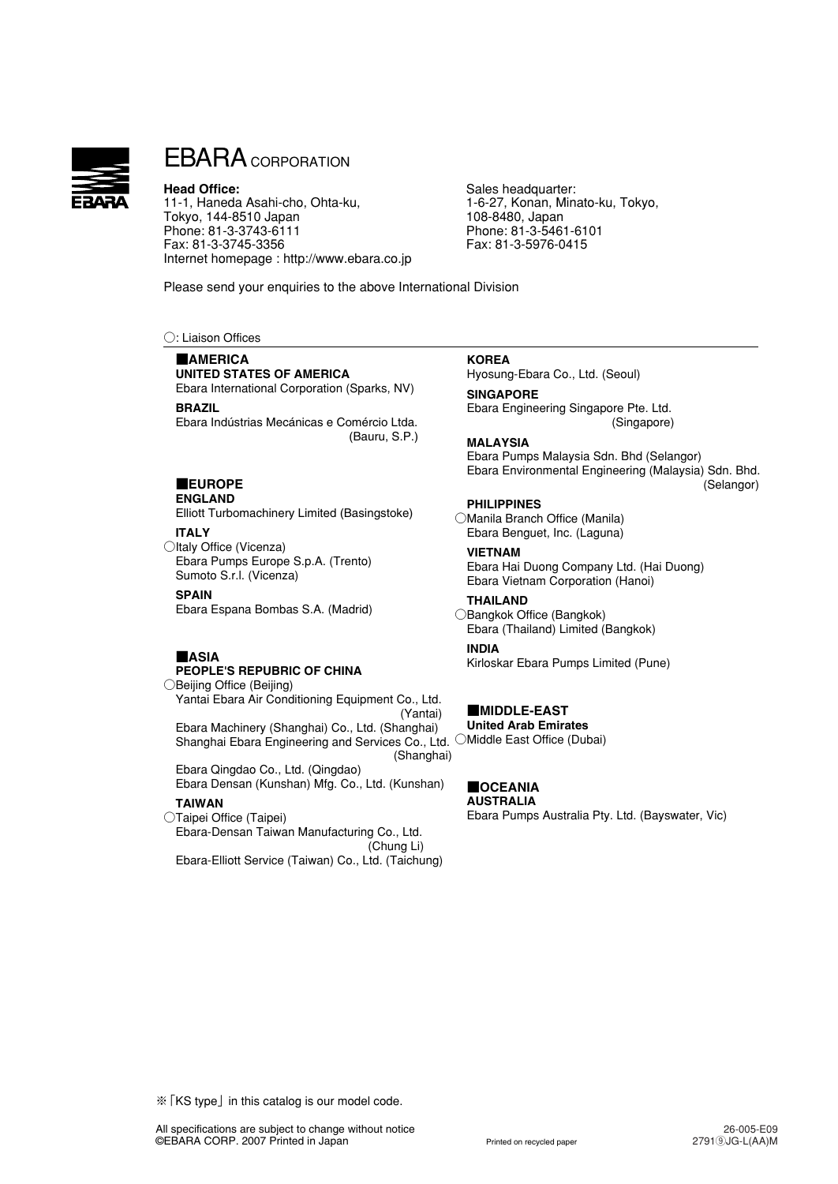# EBARA CORPORATION

**Head Office:**
11-1, Haneda Asahi-cho, Ohta-ku,
Tokyo, 144-8510 Japan
Phone: 81-3-3743-6111
Fax: 81-3-3745-3356
Internet homepage : http://www.ebara.co.jp

Sales headquarter:
1-6-27, Konan, Minato-ku, Tokyo,
108-8480, Japan
Phone: 81-3-5461-6101
Fax: 81-3-5976-0415

Please send your enquiries to the above International Division

○: Liaison Offices

## ■AMERICA

**UNITED STATES OF AMERICA**
Ebara International Corporation (Sparks, NV)

**BRAZIL**
Ebara Indústrias Mecânicas e Comércio Ltda. (Bauru, S.P.)

## ■EUROPE

**ENGLAND**
Elliott Turbomachinery Limited (Basingstoke)

**ITALY**
○Italy Office (Vicenza)
Ebara Pumps Europe S.p.A. (Trento)
Sumoto S.r.l. (Vicenza)

**SPAIN**
Ebara Espana Bombas S.A. (Madrid)

## ■ASIA

**PEOPLE'S REPUBRIC OF CHINA**
○Beijing Office (Beijing)
Yantai Ebara Air Conditioning Equipment Co., Ltd. (Yantai)
Ebara Machinery (Shanghai) Co., Ltd. (Shanghai)
Shanghai Ebara Engineering and Services Co., Ltd. (Shanghai)
Ebara Qingdao Co., Ltd. (Qingdao)
Ebara Densan (Kunshan) Mfg. Co., Ltd. (Kunshan)

**TAIWAN**
○Taipei Office (Taipei)
Ebara-Densan Taiwan Manufacturing Co., Ltd. (Chung Li)
Ebara-Elliott Service (Taiwan) Co., Ltd. (Taichung)

**KOREA**
Hyosung-Ebara Co., Ltd. (Seoul)

**SINGAPORE**
Ebara Engineering Singapore Pte. Ltd. (Singapore)

**MALAYSIA**
Ebara Pumps Malaysia Sdn. Bhd (Selangor)
Ebara Environmental Engineering (Malaysia) Sdn. Bhd. (Selangor)

**PHILIPPINES**
○Manila Branch Office (Manila)
Ebara Benguet, Inc. (Laguna)

**VIETNAM**
Ebara Hai Duong Company Ltd. (Hai Duong)
Ebara Vietnam Corporation (Hanoi)

**THAILAND**
○Bangkok Office (Bangkok)
Ebara (Thailand) Limited (Bangkok)

**INDIA**
Kirloskar Ebara Pumps Limited (Pune)

## ■MIDDLE-EAST

**United Arab Emirates**
○Middle East Office (Dubai)

## ■OCEANIA

**AUSTRALIA**
Ebara Pumps Australia Pty. Ltd. (Bayswater, Vic)

※「KS type」in this catalog is our model code.

All specifications are subject to change without notice
©EBARA CORP. 2007 Printed in Japan

Printed on recycled paper

26-005-E09
2791⑨JG-L(AA)M